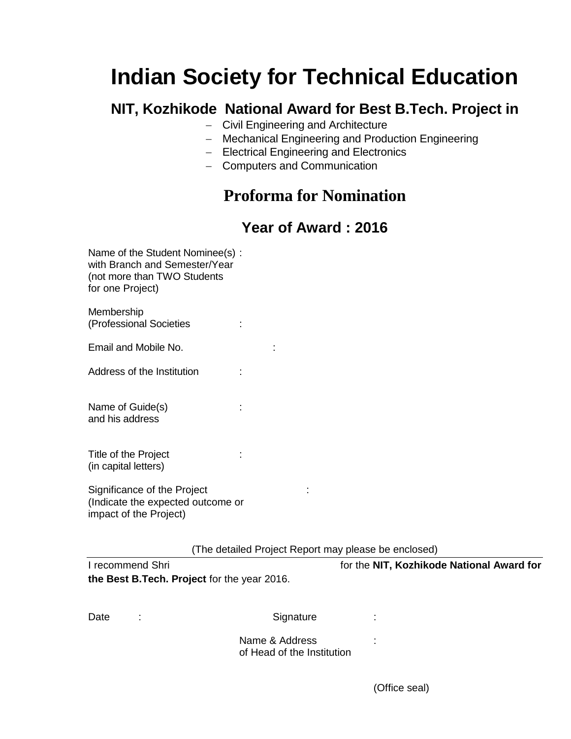# Indian Society for Technical Education

## NIT, Kozhikode National Award for Best B.Tech. Project in

- Civil Engineering and Architecture
- Mechanical Engineering and Production Engineering
- Electrical Engineering and Electronics
- Computers and Communication

## Proforma for Nomination

### Year of Award : 2016

Name of the Student Nominee(s) with Branch and Semester/Year (not more than TWO Students for one Project) :

Membership (Professional Societies :

Email and Mobile No. :

Address of the Institution :

Name of Guide(s) and his address :

Title of the Project (in capital letters) :

Significance of the Project (Indicate the expected outcome or impact of the Project) :

(The detailed Project Report may please be enclosed)

---

I recommend Shri for the **NIT, Kozhikode National Award for the Best B.Tech. Project** for the year 2016.

Date :

Signature :

Name & Address of Head of the Institution :

(Office seal)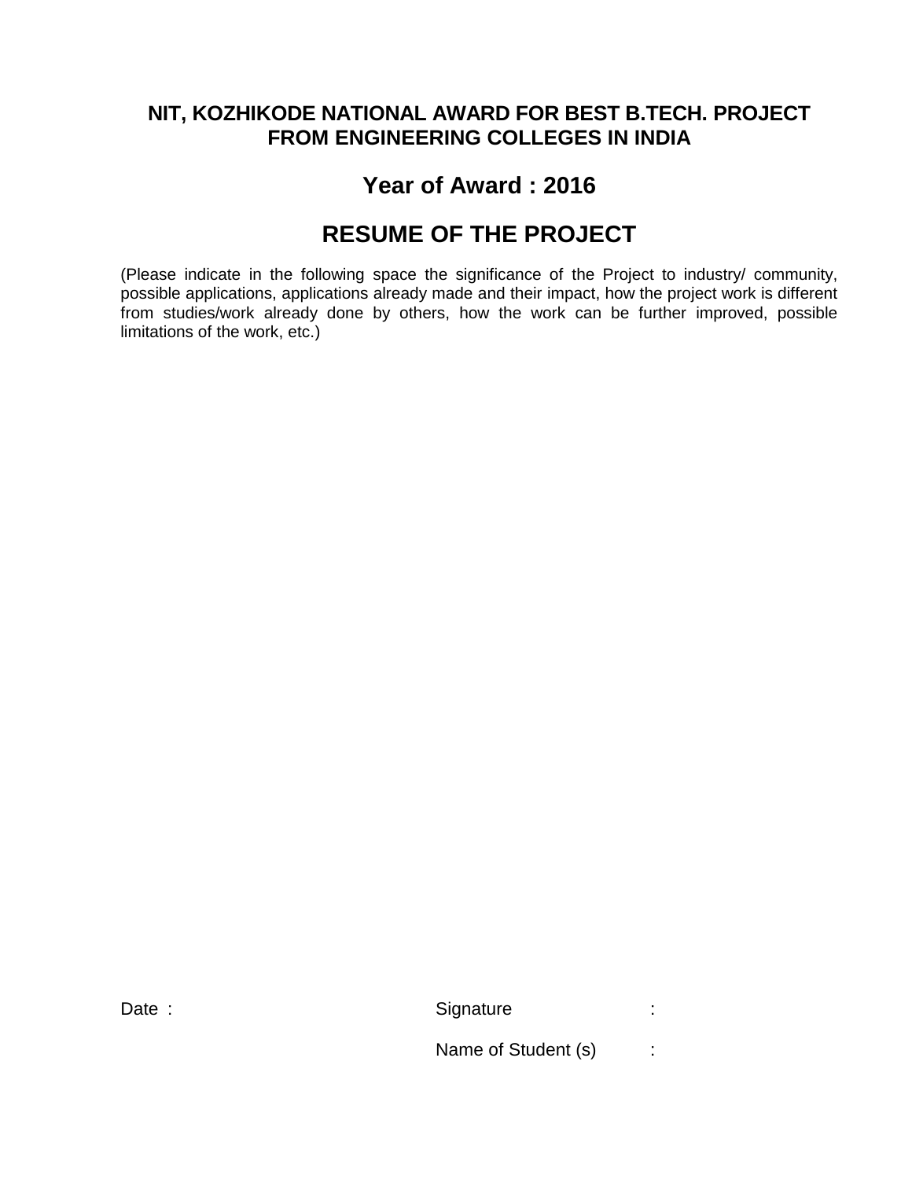**NIT, KOZHIKODE NATIONAL AWARD FOR BEST B.TECH. PROJECT FROM ENGINEERING COLLEGES IN INDIA**

## Year of Award : 2016

## RESUME OF THE PROJECT

(Please indicate in the following space the significance of the Project to industry/ community, possible applications, applications already made and their impact, how the project work is different from studies/work already done by others, how the work can be further improved, possible limitations of the work, etc.)

Date :

Signature :

Name of Student (s) :